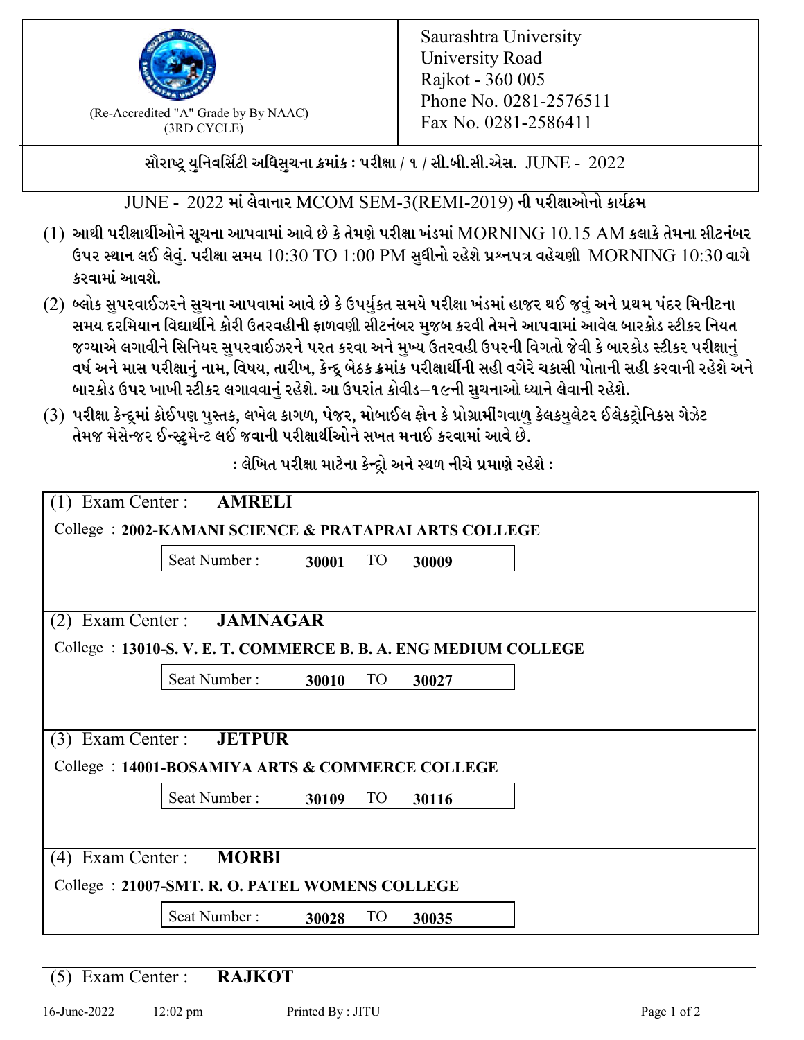(Re-Accredited "A" Grade by By NAAC)
(3RD CYCLE)

Saurashtra University
University Road
Rajkot - 360 005
Phone No. 0281-2576511
Fax No. 0281-2586411

**સૌરાષ્ટ્ર યુનિવર્સિટી અધિસુચના ક્રમાંક : પરીક્ષા / ૧ / સી.બી.સી.એસ. JUNE - 2022**

JUNE - 2022 માં લેવાનાર MCOM SEM-3(REMI-2019) ની પરીક્ષાઓનો કાર્યક્રમ

(1) **આથી પરીક્ષાર્થીઓને સૂચના આપવામાં આવે છે કે તેમણે પરીક્ષા ખંડમાં MORNING 10.15 AM કલાકે તેમના સીટનંબર ઉપર સ્થાન લઈ લેવું. પરીક્ષા સમય 10:30 TO 1:00 PM સુધીનો રહેશે પ્રશ્નપત્ર વહેચણી MORNING 10:30 વાગે કરવામાં આવશે.**

(2) **બ્લોક સુપરવાઈઝરને સુચના આપવામાં આવે છે કે ઉપર્યુકત સમયે પરીક્ષા ખંડમાં હાજર થઈ જવું અને પ્રથમ પંદર મિનીટના સમય દરમિયાન વિદ્યાર્થીને કોરી ઉતરવહીની ફાળવણી સીટનંબર મુજબ કરવી તેમને આપવામાં આવેલ બારકોડ સ્ટીકર નિયત જગ્યાએ લગાવીને સિનિયર સુપરવાઈઝરને પરત કરવા અને મુખ્ય ઉતરવહી ઉપરની વિગતો જેવી કે બારકોડ સ્ટીકર પરીક્ષાનું વર્ષ અને માસ પરીક્ષાનું નામ, વિષય, તારીખ, કેન્દ્ર બેઠક ક્રમાંક પરીક્ષાર્થીની સહી વગેરે ચકાસી પોતાની સહી કરવાની રહેશે અને બારકોડ ઉપર ખાખી સ્ટીકર લગાવવાનું રહેશે. આ ઉપરાંત કોવીડ–૧૯ની સુચનાઓ ધ્યાને લેવાની રહેશે.**

(3) **પરીક્ષા કેન્દ્રમાં કોઈપણ પુસ્તક, લખેલ કાગળ, પેજર, મોબાઈલ ફોન કે પ્રોગ્રામીંગવાળુ કેલકયુલેટર ઈલેકટ્રોનિકસ ગેઝેટ તેમજ મેસેન્જર ઈન્સ્ટ્રુમેન્ટ લઈ જવાની પરીક્ષાર્થીઓને સખત મનાઈ કરવામાં આવે છે.**

**: લેખિત પરીક્ષા માટેના કેન્દ્રો અને સ્થળ નીચે પ્રમાણે રહેશે :**

(1) Exam Center : **AMRELI**

College : **2002-KAMANI SCIENCE & PRATAPRAI ARTS COLLEGE**

Seat Number : **30001** TO **30009**

(2) Exam Center : **JAMNAGAR**

College : **13010-S. V. E. T. COMMERCE B. B. A. ENG MEDIUM COLLEGE**

Seat Number : **30010** TO **30027**

(3) Exam Center : **JETPUR**

College : **14001-BOSAMIYA ARTS & COMMERCE COLLEGE**

Seat Number : **30109** TO **30116**

(4) Exam Center : **MORBI**

College : **21007-SMT. R. O. PATEL WOMENS COLLEGE**

Seat Number : **30028** TO **30035**

(5) Exam Center : **RAJKOT**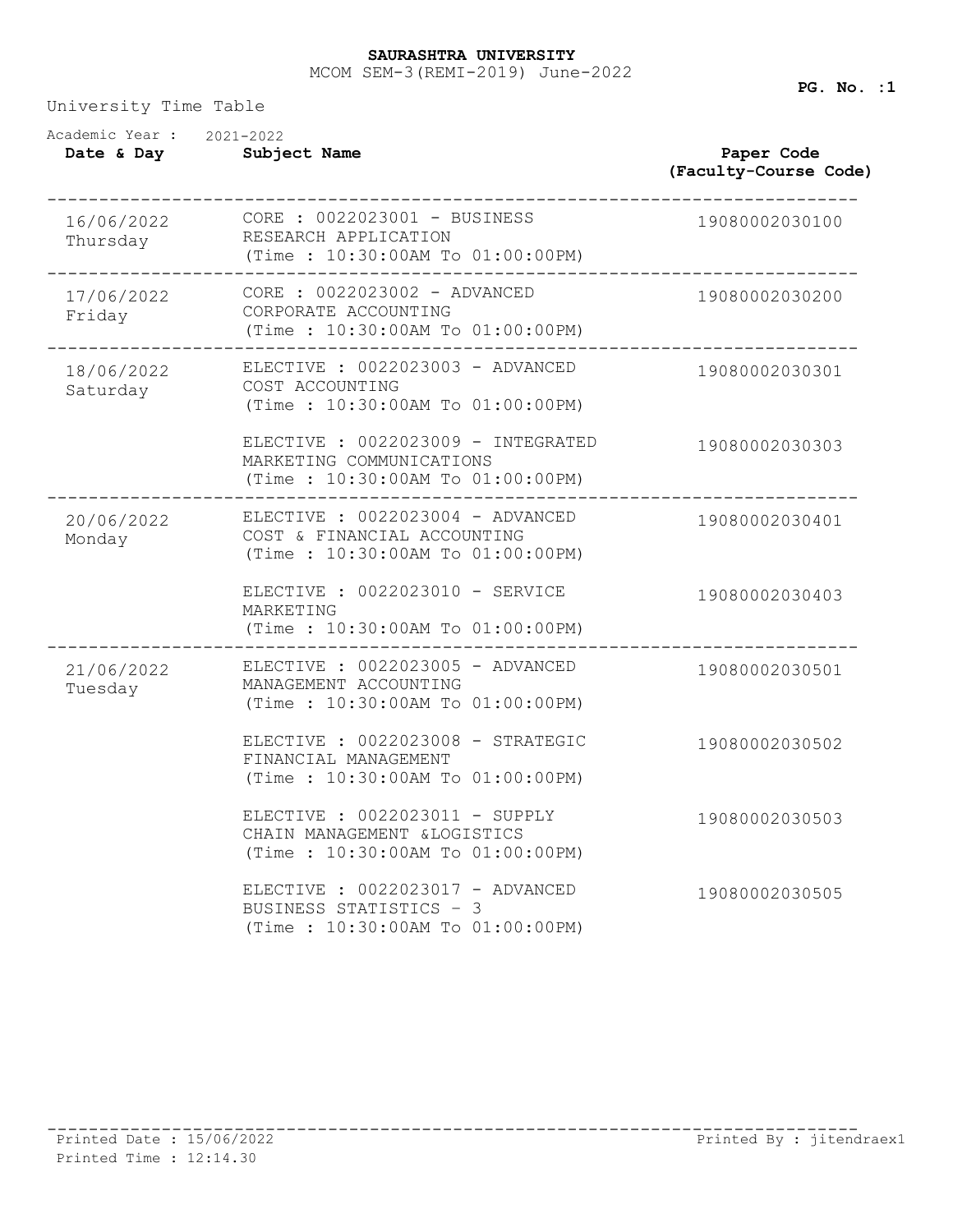**SAURASHTRA UNIVERSITY**

MCOM SEM-3(REMI-2019) June-2022

University Time Table

Academic Year : 2021-2022

| Date & Day | Subject Name | Paper Code (Faculty-Course Code) |
|---|---|---|
| 16/06/2022 Thursday | CORE : 0022023001 - BUSINESS RESEARCH APPLICATION (Time : 10:30:00AM To 01:00:00PM) | 19080002030100 |
| 17/06/2022 Friday | CORE : 0022023002 - ADVANCED CORPORATE ACCOUNTING (Time : 10:30:00AM To 01:00:00PM) | 19080002030200 |
| 18/06/2022 Saturday | ELECTIVE : 0022023003 - ADVANCED COST ACCOUNTING (Time : 10:30:00AM To 01:00:00PM) | 19080002030301 |
| | ELECTIVE : 0022023009 - INTEGRATED MARKETING COMMUNICATIONS (Time : 10:30:00AM To 01:00:00PM) | 19080002030303 |
| 20/06/2022 Monday | ELECTIVE : 0022023004 - ADVANCED COST & FINANCIAL ACCOUNTING (Time : 10:30:00AM To 01:00:00PM) | 19080002030401 |
| | ELECTIVE : 0022023010 - SERVICE MARKETING (Time : 10:30:00AM To 01:00:00PM) | 19080002030403 |
| 21/06/2022 Tuesday | ELECTIVE : 0022023005 - ADVANCED MANAGEMENT ACCOUNTING (Time : 10:30:00AM To 01:00:00PM) | 19080002030501 |
| | ELECTIVE : 0022023008 - STRATEGIC FINANCIAL MANAGEMENT (Time : 10:30:00AM To 01:00:00PM) | 19080002030502 |
| | ELECTIVE : 0022023011 - SUPPLY CHAIN MANAGEMENT &LOGISTICS (Time : 10:30:00AM To 01:00:00PM) | 19080002030503 |
| | ELECTIVE : 0022023017 - ADVANCED BUSINESS STATISTICS - 3 (Time : 10:30:00AM To 01:00:00PM) | 19080002030505 |

Printed Date : 15/06/2022

Printed Time : 12:14.30

Printed By : jitendraex1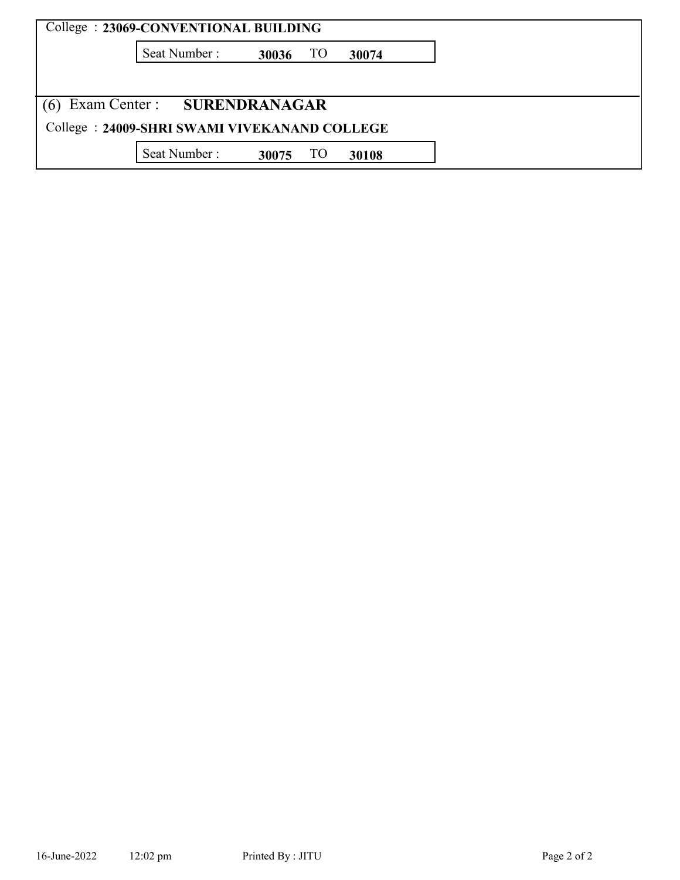College : **23069-CONVENTIONAL BUILDING**

Seat Number : **30036** TO **30074**

(6) Exam Center : **SURENDRANAGAR**

College : **24009-SHRI SWAMI VIVEKANAND COLLEGE**

Seat Number : **30075** TO **30108**

16-June-2022 12:02 pm Printed By : JITU